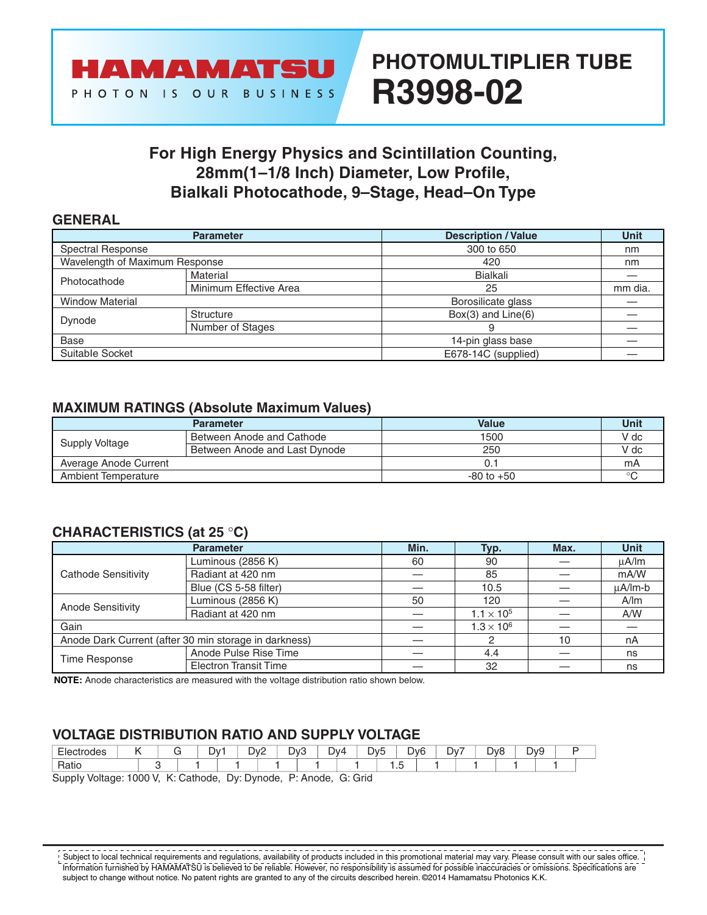# HAMAMATSU

PHOTON IS OUR BUSINESS

# PHOTOMULTIPLIER TUBE R3998-02

## For High Energy Physics and Scintillation Counting, 28mm(1–1/8 Inch) Diameter, Low Profile, Bialkali Photocathode, 9–Stage, Head–On Type

### GENERAL

| Parameter | | Description / Value | Unit |
|---|---|---|---|
| Spectral Response | | 300 to 650 | nm |
| Wavelength of Maximum Response | | 420 | nm |
| Photocathode | Material | Bialkali | — |
| | Minimum Effective Area | 25 | mm dia. |
| Window Material | | Borosilicate glass | — |
| Dynode | Structure | Box(3) and Line(6) | — |
| | Number of Stages | 9 | — |
| Base | | 14-pin glass base | — |
| Suitable Socket | | E678-14C (supplied) | — |

### MAXIMUM RATINGS (Absolute Maximum Values)

| Parameter | | Value | Unit |
|---|---|---|---|
| Supply Voltage | Between Anode and Cathode | 1500 | V dc |
| | Between Anode and Last Dynode | 250 | V dc |
| Average Anode Current | | 0.1 | mA |
| Ambient Temperature | | -80 to +50 | °C |

### CHARACTERISTICS (at 25 °C)

| Parameter | | Min. | Typ. | Max. | Unit |
|---|---|---|---|---|---|
| Cathode Sensitivity | Luminous (2856 K) | 60 | 90 | — | μA/lm |
| | Radiant at 420 nm | — | 85 | — | mA/W |
| | Blue (CS 5-58 filter) | — | 10.5 | — | μA/lm-b |
| Anode Sensitivity | Luminous (2856 K) | 50 | 120 | — | A/lm |
| | Radiant at 420 nm | — | $1.1 \times 10^5$ | — | A/W |
| Gain | | — | $1.3 \times 10^6$ | — | — |
| Anode Dark Current (after 30 min storage in darkness) | | — | 2 | 10 | nA |
| Time Response | Anode Pulse Rise Time | — | 4.4 | — | ns |
| | Electron Transit Time | — | 32 | — | ns |

**NOTE:** Anode characteristics are measured with the voltage distribution ratio shown below.

### VOLTAGE DISTRIBUTION RATIO AND SUPPLY VOLTAGE

| Electrodes | K | | G | | Dy1 | | Dy2 | | Dy3 | | Dy4 | | Dy5 | | Dy6 | | Dy7 | | Dy8 | | Dy9 | | P |
|---|---|---|---|---|---|---|---|---|---|---|---|---|---|---|---|---|---|---|---|---|---|---|---|
| Ratio | | 3 | | 1 | | 1 | | 1 | | 1 | | 1 | | 1.5 | | 1 | | 1 | | 1 | | 1 | |

Supply Voltage: 1000 V, K: Cathode, Dy: Dynode, P: Anode, G: Grid

Subject to local technical requirements and regulations, availability of products included in this promotional material may vary. Please consult with our sales office. Information furnished by HAMAMATSU is believed to be reliable. However, no responsibility is assumed for possible inaccuracies or omissions. Specifications are subject to change without notice. No patent rights are granted to any of the circuits described herein. ©2014 Hamamatsu Photonics K.K.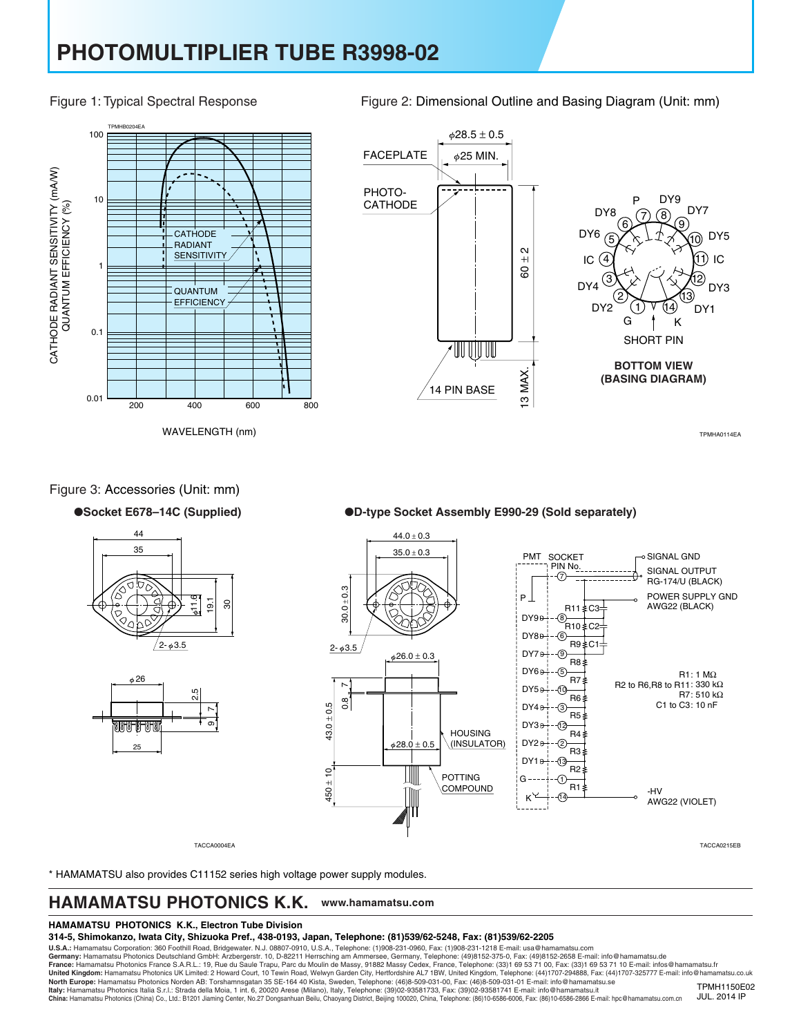# PHOTOMULTIPLIER TUBE R3998-02

Figure 1: Typical Spectral Response

TPMHB0204EA

CATHODE RADIANT SENSITIVITY (mA/W)
QUANTUM EFFICIENCY (%)

100
10
1
0.1
0.01

200
400
600
800

WAVELENGTH (nm)

CATHODE RADIANT SENSITIVITY

QUANTUM EFFICIENCY

Figure 2: Dimensional Outline and Basing Diagram (Unit: mm)

FACEPLATE
PHOTO-CATHODE
$\phi$28.5 ± 0.5
$\phi$25 MIN.
60 ± 2
13 MAX.
14 PIN BASE

DY8, P, DY9, DY7, DY6, DY5, IC, IC, DY4, DY3, DY2, DY1, G, K

SHORT PIN

**BOTTOM VIEW (BASING DIAGRAM)**

TPMHA0114EA

Figure 3: Accessories (Unit: mm)

●**Socket E678–14C (Supplied)**

44
35
$\phi$11.6
19.1
30
2-$\phi$3.5
$\phi$26
2.5
7
9
25

TACCA0004EA

●**D-type Socket Assembly E990-29 (Sold separately)**

44.0 ± 0.3
35.0 ± 0.3
30.0 ± 0.3
2-$\phi$3.5
$\phi$26.0 ± 0.3
7
0.8
43.0 ± 0.5
$\phi$28.0 ± 0.5
450 ± 10
HOUSING (INSULATOR)
POTTING COMPOUND

PMT SOCKET PIN No.

SIGNAL GND
SIGNAL OUTPUT RG-174/U (BLACK)
POWER SUPPLY GND AWG22 (BLACK)
-HV AWG22 (VIOLET)

P, DY9, DY8, DY7, DY6, DY5, DY4, DY3, DY2, DY1, G, K

R1: 1 MΩ
R2 to R6,R8 to R11: 330 kΩ
R7: 510 kΩ
C1 to C3: 10 nF

TACCA0215EB

\* HAMAMATSU also provides C11152 series high voltage power supply modules.

## HAMAMATSU PHOTONICS K.K. www.hamamatsu.com

**HAMAMATSU PHOTONICS K.K., Electron Tube Division**

**314-5, Shimokanzo, Iwata City, Shizuoka Pref., 438-0193, Japan, Telephone: (81)539/62-5248, Fax: (81)539/62-2205**

**U.S.A.:** Hamamatsu Corporation: 360 Foothill Road, Bridgewater. N.J. 08807-0910, U.S.A., Telephone: (1)908-231-0960, Fax: (1)908-231-1218 E-mail: usa@hamamatsu.com
**Germany:** Hamamatsu Photonics Deutschland GmbH: Arzbergerstr. 10, D-82211 Herrsching am Ammersee, Germany, Telephone: (49)8152-375-0, Fax: (49)8152-2658 E-mail: info@hamamatsu.de
**France:** Hamamatsu Photonics France S.A.R.L.: 19, Rue du Saule Trapu, Parc du Moulin de Massy, 91882 Massy Cedex, France, Telephone: (33)1 69 53 71 00, Fax: (33)1 69 53 71 10 E-mail: infos@hamamatsu.fr
**United Kingdom:** Hamamatsu Photonics UK Limited: 2 Howard Court, 10 Tewin Road, Welwyn Garden City, Hertfordshire AL7 1BW, United Kingdom, Telephone: (44)1707-294888, Fax: (44)1707-325777 E-mail: info@hamamatsu.co.uk
**North Europe:** Hamamatsu Photonics Norden AB: Torshamnsgatan 35 SE-164 40 Kista, Sweden, Telephone: (46)8-509-031-00, Fax: (46)8-509-031-01 E-mail: info@hamamatsu.se
**Italy:** Hamamatsu Photonics Italia S.r.l.: Strada della Moia, 1 int. 6, 20020 Arese (Milano), Italy, Telephone: (39)02-93581733, Fax: (39)02-93581741 E-mail: info@hamamatsu.it
**China:** Hamamatsu Photonics (China) Co., Ltd.: B1201 Jiaming Center, No.27 Dongsanhuan Beilu, Chaoyang District, Beijing 100020, China, Telephone: (86)10-6586-6006, Fax: (86)10-6586-2866 E-mail: hpc@hamamatsu.com.cn

TPMH1150E02
JUL. 2014 IP